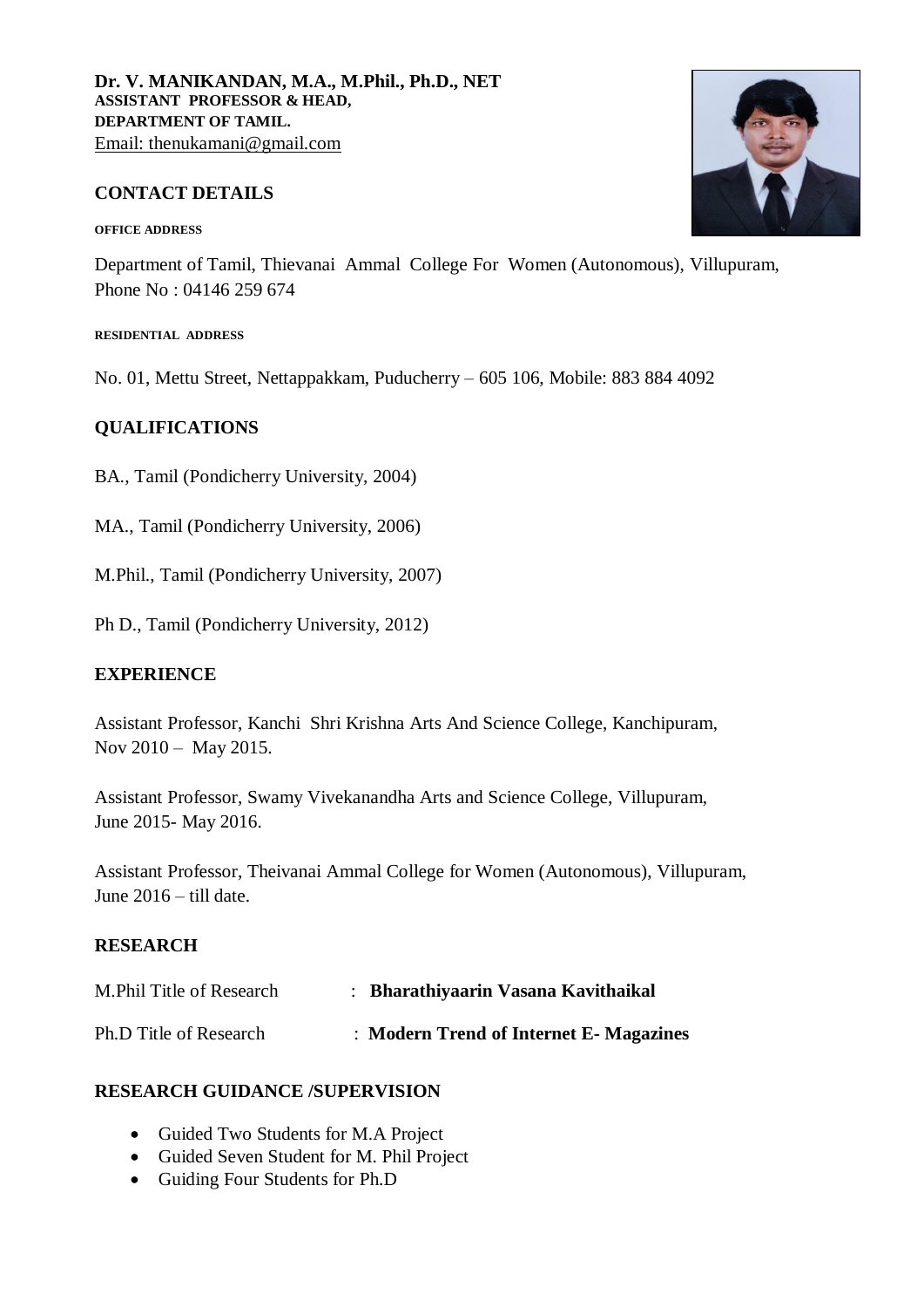**Dr. V. MANIKANDAN, M.A., M.Phil., Ph.D., NET**
**ASSISTANT PROFESSOR & HEAD,**
**DEPARTMENT OF TAMIL.**
Email: thenukamani@gmail.com

## CONTACT DETAILS

**OFFICE ADDRESS**

Department of Tamil, Thievanai Ammal College For Women (Autonomous), Villupuram,
Phone No : 04146 259 674

**RESIDENTIAL ADDRESS**

No. 01, Mettu Street, Nettappakkam, Puducherry – 605 106, Mobile: 883 884 4092

## QUALIFICATIONS

BA., Tamil (Pondicherry University, 2004)

MA., Tamil (Pondicherry University, 2006)

M.Phil., Tamil (Pondicherry University, 2007)

Ph D., Tamil (Pondicherry University, 2012)

## EXPERIENCE

Assistant Professor, Kanchi Shri Krishna Arts And Science College, Kanchipuram,
Nov 2010 – May 2015.

Assistant Professor, Swamy Vivekanandha Arts and Science College, Villupuram,
June 2015- May 2016.

Assistant Professor, Theivanai Ammal College for Women (Autonomous), Villupuram,
June 2016 – till date.

## RESEARCH

M.Phil Title of Research : **Bharathiyaarin Vasana Kavithaikal**

Ph.D Title of Research : **Modern Trend of Internet E- Magazines**

## RESEARCH GUIDANCE /SUPERVISION

- Guided Two Students for M.A Project
- Guided Seven Student for M. Phil Project
- Guiding Four Students for Ph.D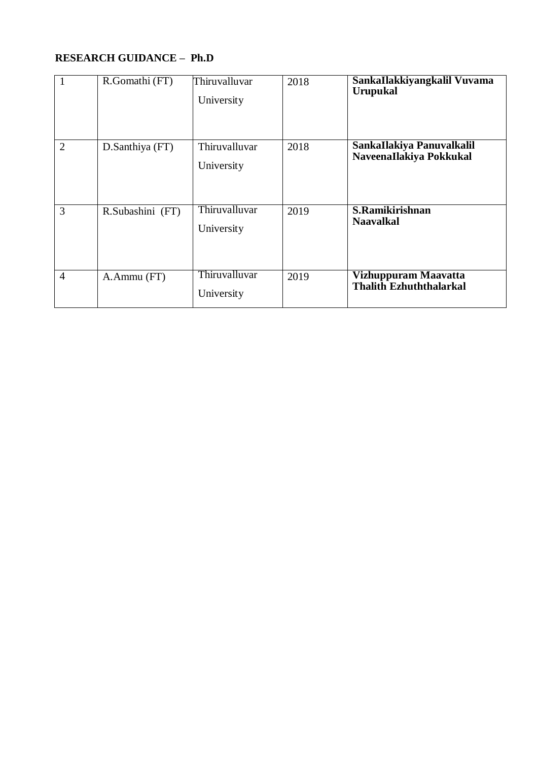**RESEARCH GUIDANCE – Ph.D**

| | | | | |
|---|---|---|---|---|
| 1 | R.Gomathi (FT) | Thiruvalluvar University | 2018 | **SankaIlakkiyangkalil Vuvama Urupukal** |
| 2 | D.Santhiya (FT) | Thiruvalluvar University | 2018 | **SankaIlakiya Panuvalkalil NaveenaIlakiya Pokkukal** |
| 3 | R.Subashini (FT) | Thiruvalluvar University | 2019 | **S.Ramikirishnan Naavalkal** |
| 4 | A.Ammu (FT) | Thiruvalluvar University | 2019 | **Vizhuppuram Maavatta Thalith Ezhuththalarkal** |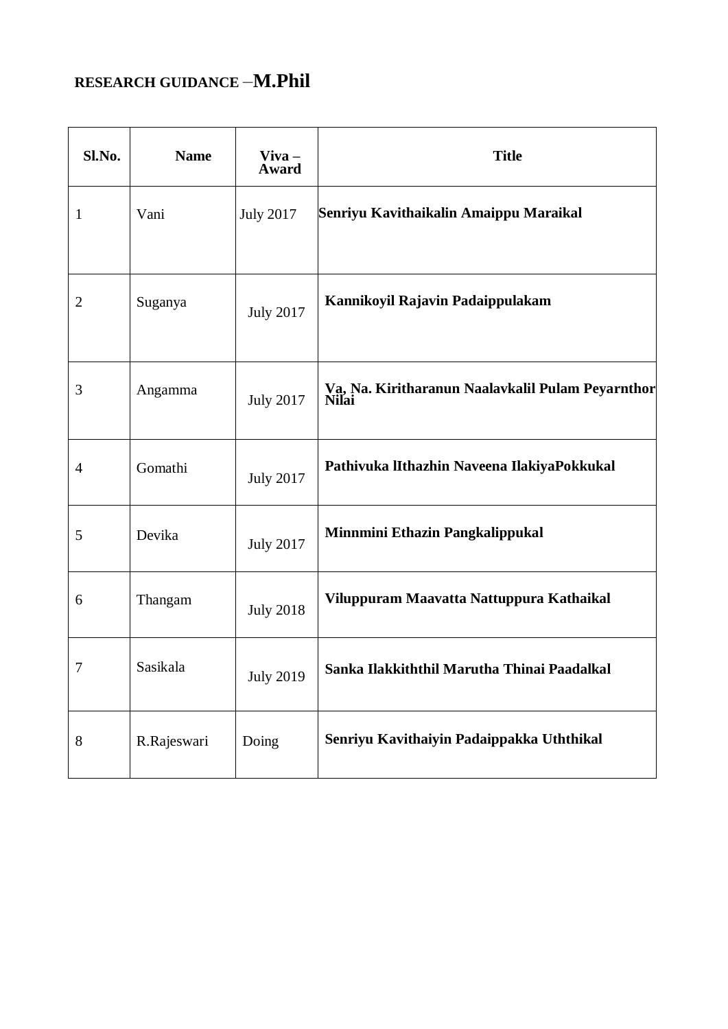**RESEARCH GUIDANCE** –**M.Phil**

| Sl.No. | Name | Viva – Award | Title |
|---|---|---|---|
| 1 | Vani | July 2017 | **Senriyu Kavithaikalin Amaippu Maraikal** |
| 2 | Suganya | July 2017 | **Kannikoyil Rajavin Padaippulakam** |
| 3 | Angamma | July 2017 | **Va, Na. Kiritharanun Naalavkalil Pulam Peyarnthor Nilai** |
| 4 | Gomathi | July 2017 | **Pathivuka lIthazhin Naveena IlakiyaPokkukal** |
| 5 | Devika | July 2017 | **Minnmini Ethazin Pangkalippukal** |
| 6 | Thangam | July 2018 | **Viluppuram Maavatta Nattuppura Kathaikal** |
| 7 | Sasikala | July 2019 | **Sanka Ilakkiththil Marutha Thinai Paadalkal** |
| 8 | R.Rajeswari | Doing | **Senriyu Kavithaiyin Padaippakka Uththikal** |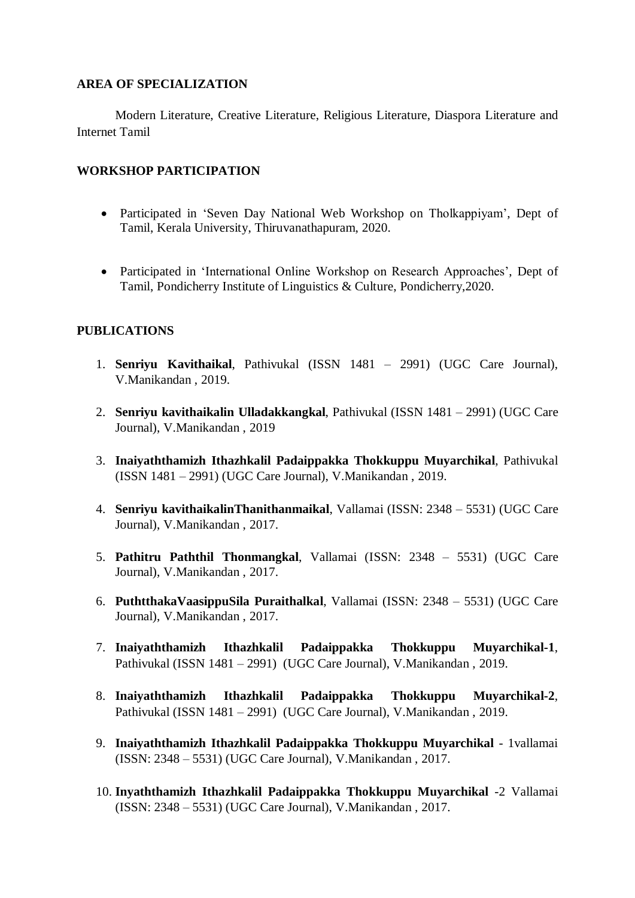## AREA OF SPECIALIZATION

Modern Literature, Creative Literature, Religious Literature, Diaspora Literature and Internet Tamil

## WORKSHOP PARTICIPATION

- Participated in 'Seven Day National Web Workshop on Tholkappiyam', Dept of Tamil, Kerala University, Thiruvanathapuram, 2020.

- Participated in 'International Online Workshop on Research Approaches', Dept of Tamil, Pondicherry Institute of Linguistics & Culture, Pondicherry,2020.

## PUBLICATIONS

1. **Senriyu Kavithaikal**, Pathivukal (ISSN 1481 – 2991) (UGC Care Journal), V.Manikandan , 2019.

2. **Senriyu kavithaikalin Ulladakkangkal**, Pathivukal (ISSN 1481 – 2991) (UGC Care Journal), V.Manikandan , 2019

3. **Inaiyaththamizh Ithazhkalil Padaippakka Thokkuppu Muyarchikal**, Pathivukal (ISSN 1481 – 2991) (UGC Care Journal), V.Manikandan , 2019.

4. **Senriyu kavithaikalinThanithanmaikal**, Vallamai (ISSN: 2348 – 5531) (UGC Care Journal), V.Manikandan , 2017.

5. **Pathitru Paththil Thonmangkal**, Vallamai (ISSN: 2348 – 5531) (UGC Care Journal), V.Manikandan , 2017.

6. **PuthtthakaVaasippuSila Puraithalkal**, Vallamai (ISSN: 2348 – 5531) (UGC Care Journal), V.Manikandan , 2017.

7. **Inaiyaththamizh Ithazhkalil Padaippakka Thokkuppu Muyarchikal-1**, Pathivukal (ISSN 1481 – 2991) (UGC Care Journal), V.Manikandan , 2019.

8. **Inaiyaththamizh Ithazhkalil Padaippakka Thokkuppu Muyarchikal-2**, Pathivukal (ISSN 1481 – 2991) (UGC Care Journal), V.Manikandan , 2019.

9. **Inaiyaththamizh Ithazhkalil Padaippakka Thokkuppu Muyarchikal** - 1vallamai (ISSN: 2348 – 5531) (UGC Care Journal), V.Manikandan , 2017.

10. **Inyaththamizh Ithazhkalil Padaippakka Thokkuppu Muyarchikal** -2 Vallamai (ISSN: 2348 – 5531) (UGC Care Journal), V.Manikandan , 2017.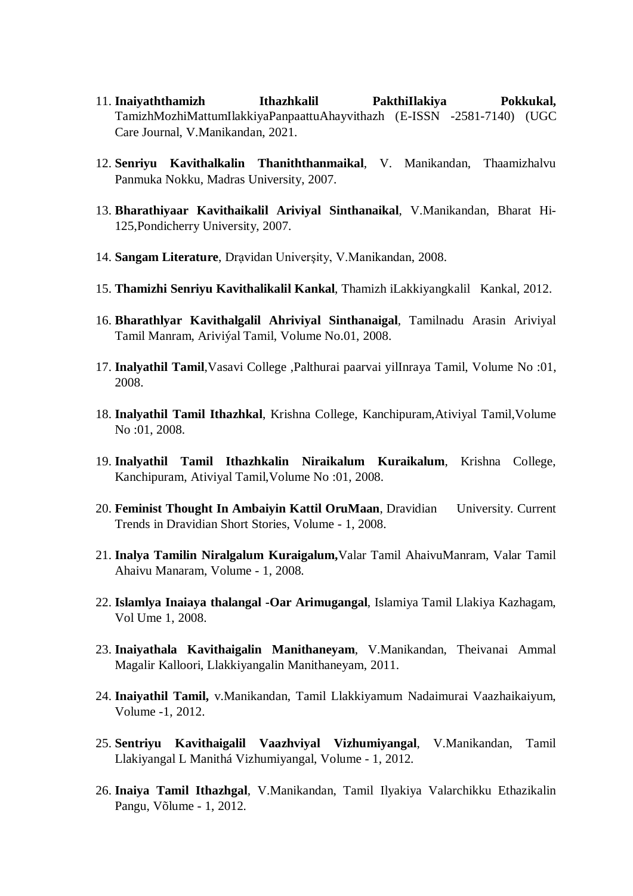11. **Inaiyaththamizh Ithazhkalil PakthiIlakiya Pokkukal,** TamizhMozhiMattumIlakkiyaPanpaattuAhayvithazh (E-ISSN -2581-7140) (UGC Care Journal, V.Manikandan, 2021.

12. **Senriyu Kavithalkalin Thaniththanmaikal**, V. Manikandan, Thaamizhalvu Panmuka Nokku, Madras University, 2007.

13. **Bharathiyaar Kavithaikalil Ariviyal Sinthanaikal**, V.Manikandan, Bharat Hi-125,Pondicherry University, 2007.

14. **Sangam Literature**, Drạvidan Univerşity, V.Manikandan, 2008.

15. **Thamizhi Senriyu Kavithalikalil Kankal**, Thamizh iLakkiyangkalil Kankal, 2012.

16. **Bharathlyar Kavithalgalil Ahriviyal Sinthanaigal**, Tamilnadu Arasin Ariviyal Tamil Manram, Ariviýal Tamil, Volume No.01, 2008.

17. **Inalyathil Tamil**,Vasavi College ,Palthurai paarvai yilInraya Tamil, Volume No :01, 2008.

18. **Inalyathil Tamil Ithazhkal**, Krishna College, Kanchipuram,Ativiyal Tamil,Volume No :01, 2008.

19. **Inalyathil Tamil Ithazhkalin Niraikalum Kuraikalum**, Krishna College, Kanchipuram, Ativiyal Tamil,Volume No :01, 2008.

20. **Feminist Thought In Ambaiyin Kattil OruMaan**, Dravidian University. Current Trends in Dravidian Short Stories, Volume - 1, 2008.

21. **Inalya Tamilin Niralgalum Kuraigalum,**Valar Tamil AhaivuManram, Valar Tamil Ahaivu Manaram, Volume - 1, 2008.

22. **Islamlya Inaiaya thalangal -Oar Arimugangal**, Islamiya Tamil Llakiya Kazhagam, Vol Ume 1, 2008.

23. **Inaiyathala Kavithaigalin Manithaneyam**, V.Manikandan, Theivanai Ammal Magalir Kalloori, Llakkiyangalin Manithaneyam, 2011.

24. **Inaiyathil Tamil,** v.Manikandan, Tamil Llakkiyamum Nadaimurai Vaazhaikaiyum, Volume -1, 2012.

25. **Sentriyu Kavithaigalil Vaazhviyal Vizhumiyangal**, V.Manikandan, Tamil Llakiyangal L Manithá Vizhumiyangal, Volume - 1, 2012.

26. **Inaiya Tamil Ithazhgal**, V.Manikandan, Tamil Ilyakiya Valarchikku Ethazikalin Pangu, Võlume - 1, 2012.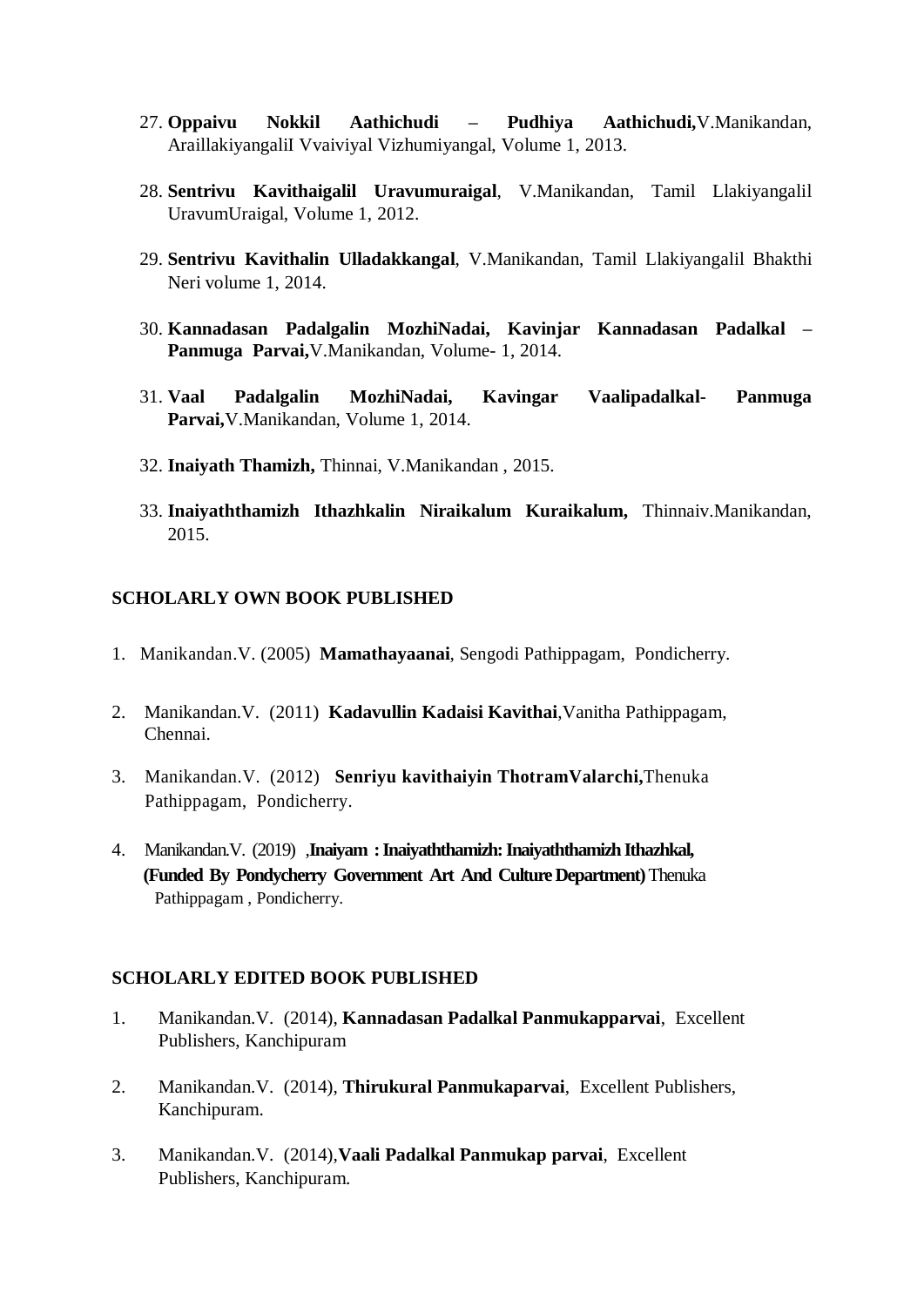27. **Oppaivu Nokkil Aathichudi – Pudhiya Aathichudi,**V.Manikandan, AraillakiyangaliI Vvaiviyal Vizhumiyangal, Volume 1, 2013.

28. **Sentrivu Kavithaigalil Uravumuraigal**, V.Manikandan, Tamil Llakiyangalil UravumUraigal, Volume 1, 2012.

29. **Sentrivu Kavithalin Ulladakkangal**, V.Manikandan, Tamil Llakiyangalil Bhakthi Neri volume 1, 2014.

30. **Kannadasan Padalgalin MozhiNadai, Kavinjar Kannadasan Padalkal – Panmuga Parvai,**V.Manikandan, Volume- 1, 2014.

31. **Vaal Padalgalin MozhiNadai, Kavingar Vaalipadalkal- Panmuga Parvai,**V.Manikandan, Volume 1, 2014.

32. **Inaiyath Thamizh,** Thinnai, V.Manikandan , 2015.

33. **Inaiyaththamizh Ithazhkalin Niraikalum Kuraikalum,** Thinnaiv.Manikandan, 2015.

**SCHOLARLY OWN BOOK PUBLISHED**

1. Manikandan.V. (2005) **Mamathayaanai**, Sengodi Pathippagam, Pondicherry.

2. Manikandan.V. (2011) **Kadavullin Kadaisi Kavithai**,Vanitha Pathippagam, Chennai.

3. Manikandan.V. (2012) **Senriyu kavithaiyin ThotramValarchi,**Thenuka Pathippagam, Pondicherry.

4. Manikandan.V. (2019) ,**Inaiyam : Inaiyaththamizh: Inaiyaththamizh Ithazhkal, (Funded By Pondycherry Government Art And Culture Department)** Thenuka Pathippagam , Pondicherry.

**SCHOLARLY EDITED BOOK PUBLISHED**

1. Manikandan.V. (2014), **Kannadasan Padalkal Panmukapparvai**, Excellent Publishers, Kanchipuram

2. Manikandan.V. (2014), **Thirukural Panmukaparvai**, Excellent Publishers, Kanchipuram.

3. Manikandan.V. (2014),**Vaali Padalkal Panmukap parvai**, Excellent Publishers, Kanchipuram.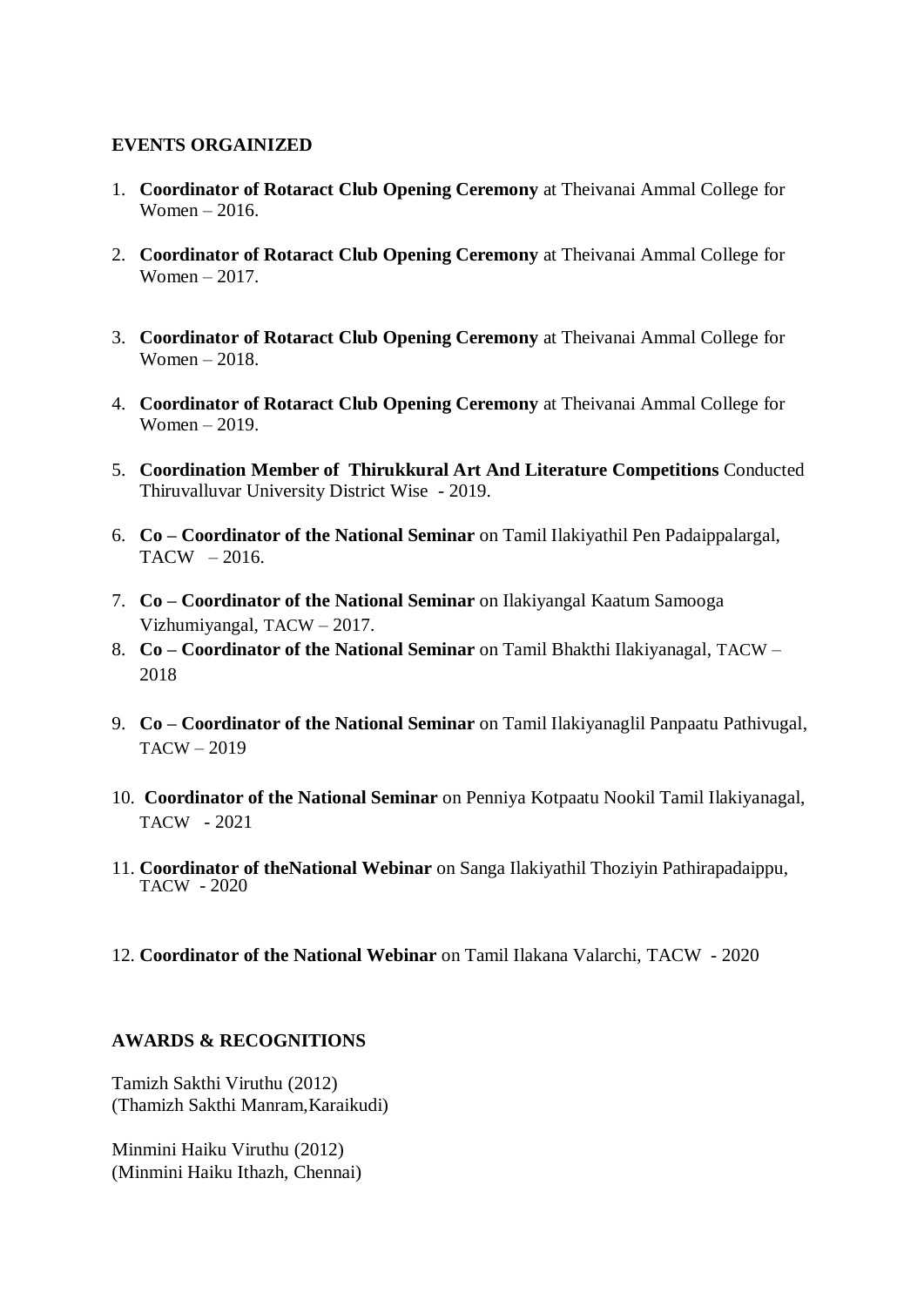**EVENTS ORGAINIZED**

1. **Coordinator of Rotaract Club Opening Ceremony** at Theivanai Ammal College for Women – 2016.
2. **Coordinator of Rotaract Club Opening Ceremony** at Theivanai Ammal College for Women – 2017.
3. **Coordinator of Rotaract Club Opening Ceremony** at Theivanai Ammal College for Women – 2018.
4. **Coordinator of Rotaract Club Opening Ceremony** at Theivanai Ammal College for Women – 2019.
5. **Coordination Member of Thirukkural Art And Literature Competitions** Conducted Thiruvalluvar University District Wise - 2019.
6. **Co – Coordinator of the National Seminar** on Tamil Ilakiyathil Pen Padaippalargal, TACW – 2016.
7. **Co – Coordinator of the National Seminar** on Ilakiyangal Kaatum Samooga Vizhumiyangal, TACW – 2017.
8. **Co – Coordinator of the National Seminar** on Tamil Bhakthi Ilakiyanagal, TACW – 2018
9. **Co – Coordinator of the National Seminar** on Tamil Ilakiyanaglil Panpaatu Pathivugal, TACW – 2019
10. **Coordinator of the National Seminar** on Penniya Kotpaatu Nookil Tamil Ilakiyanagal, TACW - 2021
11. **Coordinator of theNational Webinar** on Sanga Ilakiyathil Thoziyin Pathirapadaippu, TACW - 2020
12. **Coordinator of the National Webinar** on Tamil Ilakana Valarchi, TACW - 2020

**AWARDS & RECOGNITIONS**

Tamizh Sakthi Viruthu (2012)
(Thamizh Sakthi Manram,Karaikudi)

Minmini Haiku Viruthu (2012)
(Minmini Haiku Ithazh, Chennai)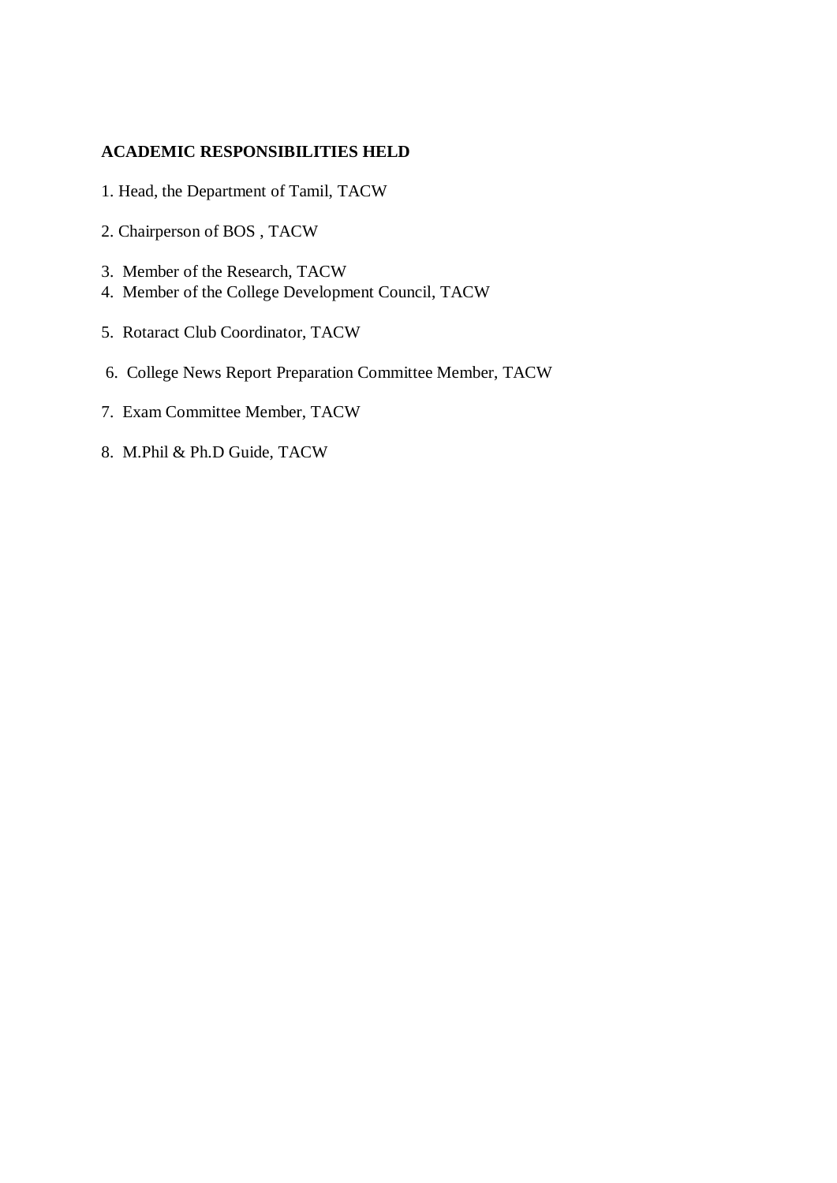**ACADEMIC RESPONSIBILITIES HELD**

1. Head, the Department of Tamil, TACW
2. Chairperson of BOS , TACW
3. Member of the Research, TACW
4. Member of the College Development Council, TACW
5. Rotaract Club Coordinator, TACW
6. College News Report Preparation Committee Member, TACW
7. Exam Committee Member, TACW
8. M.Phil & Ph.D Guide, TACW